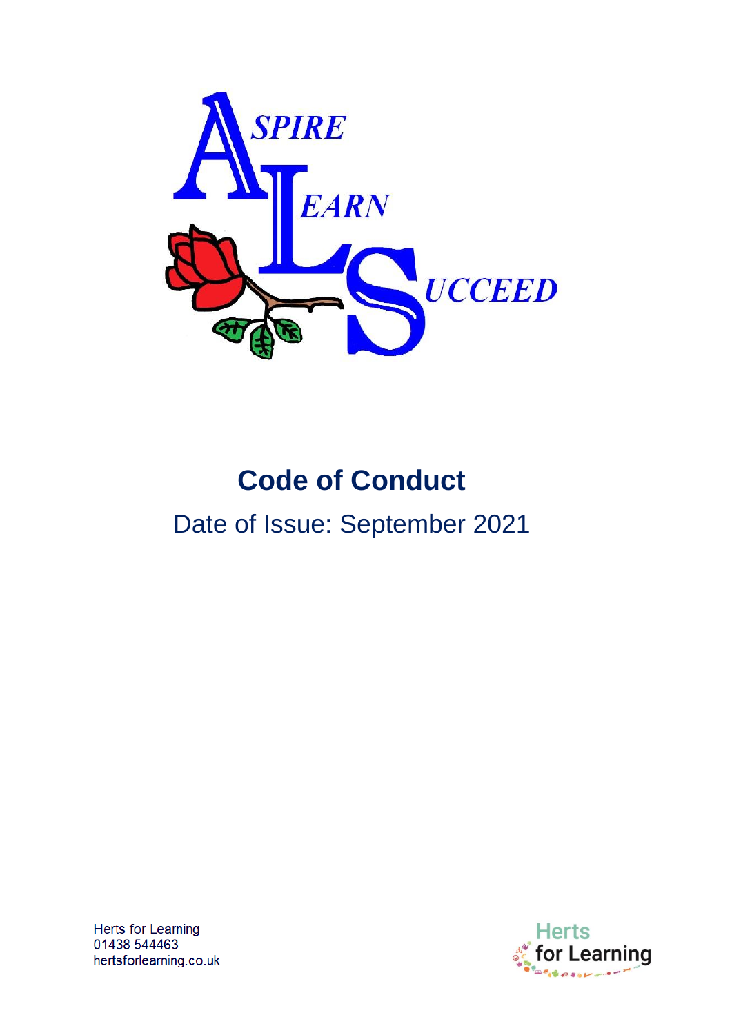ASPIRE LEARN SUCCEED

# Code of Conduct

Date of Issue: September 2021

Herts for Learning
01438 544463
hertsforlearning.co.uk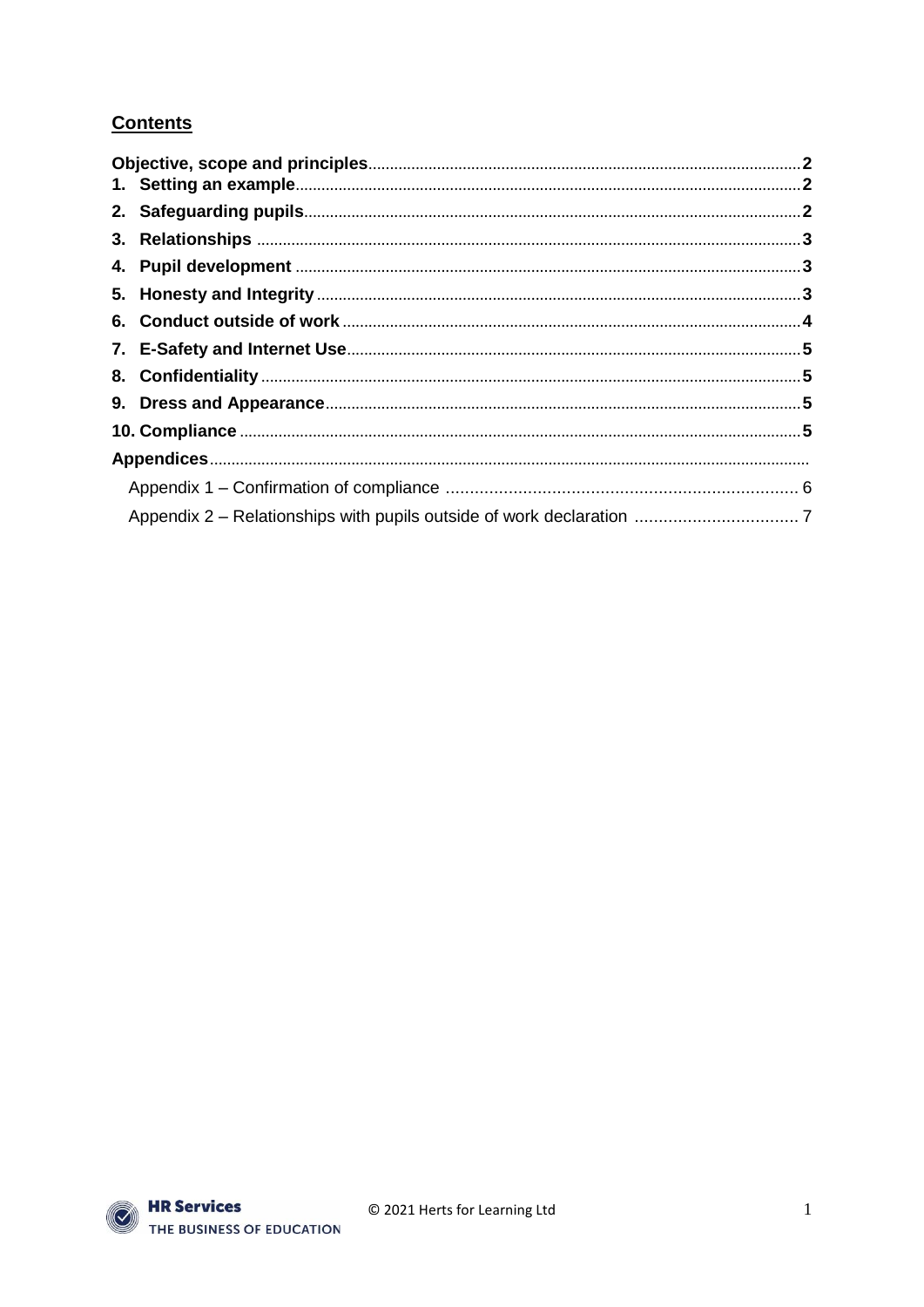## Contents

- **Objective, scope and principles** ..... **2**
- **1. Setting an example** ..... **2**
- **2. Safeguarding pupils** ..... **2**
- **3. Relationships** ..... **3**
- **4. Pupil development** ..... **3**
- **5. Honesty and Integrity** ..... **3**
- **6. Conduct outside of work** ..... **4**
- **7. E-Safety and Internet Use** ..... **5**
- **8. Confidentiality** ..... **5**
- **9. Dress and Appearance** ..... **5**
- **10. Compliance** ..... **5**
- **Appendices** .....
  - Appendix 1 – Confirmation of compliance ..... 6
  - Appendix 2 – Relationships with pupils outside of work declaration ..... 7

© 2021 Herts for Learning Ltd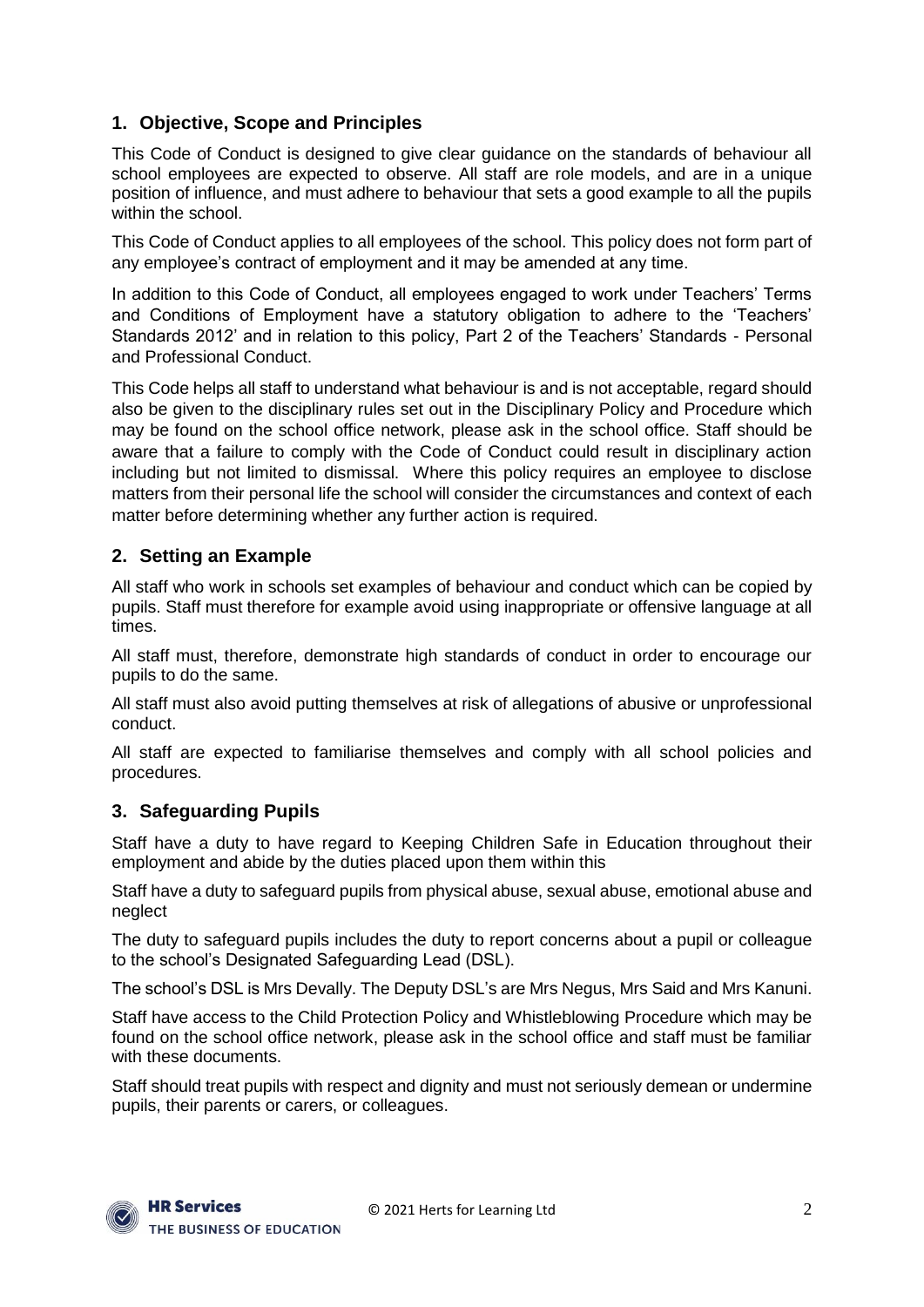## 1. Objective, Scope and Principles

This Code of Conduct is designed to give clear guidance on the standards of behaviour all school employees are expected to observe. All staff are role models, and are in a unique position of influence, and must adhere to behaviour that sets a good example to all the pupils within the school.

This Code of Conduct applies to all employees of the school. This policy does not form part of any employee's contract of employment and it may be amended at any time.

In addition to this Code of Conduct, all employees engaged to work under Teachers' Terms and Conditions of Employment have a statutory obligation to adhere to the 'Teachers' Standards 2012' and in relation to this policy, Part 2 of the Teachers' Standards - Personal and Professional Conduct.

This Code helps all staff to understand what behaviour is and is not acceptable, regard should also be given to the disciplinary rules set out in the Disciplinary Policy and Procedure which may be found on the school office network, please ask in the school office. Staff should be aware that a failure to comply with the Code of Conduct could result in disciplinary action including but not limited to dismissal. Where this policy requires an employee to disclose matters from their personal life the school will consider the circumstances and context of each matter before determining whether any further action is required.

## 2. Setting an Example

All staff who work in schools set examples of behaviour and conduct which can be copied by pupils. Staff must therefore for example avoid using inappropriate or offensive language at all times.

All staff must, therefore, demonstrate high standards of conduct in order to encourage our pupils to do the same.

All staff must also avoid putting themselves at risk of allegations of abusive or unprofessional conduct.

All staff are expected to familiarise themselves and comply with all school policies and procedures.

## 3. Safeguarding Pupils

Staff have a duty to have regard to Keeping Children Safe in Education throughout their employment and abide by the duties placed upon them within this

Staff have a duty to safeguard pupils from physical abuse, sexual abuse, emotional abuse and neglect

The duty to safeguard pupils includes the duty to report concerns about a pupil or colleague to the school's Designated Safeguarding Lead (DSL).

The school's DSL is Mrs Devally. The Deputy DSL's are Mrs Negus, Mrs Said and Mrs Kanuni.

Staff have access to the Child Protection Policy and Whistleblowing Procedure which may be found on the school office network, please ask in the school office and staff must be familiar with these documents.

Staff should treat pupils with respect and dignity and must not seriously demean or undermine pupils, their parents or carers, or colleagues.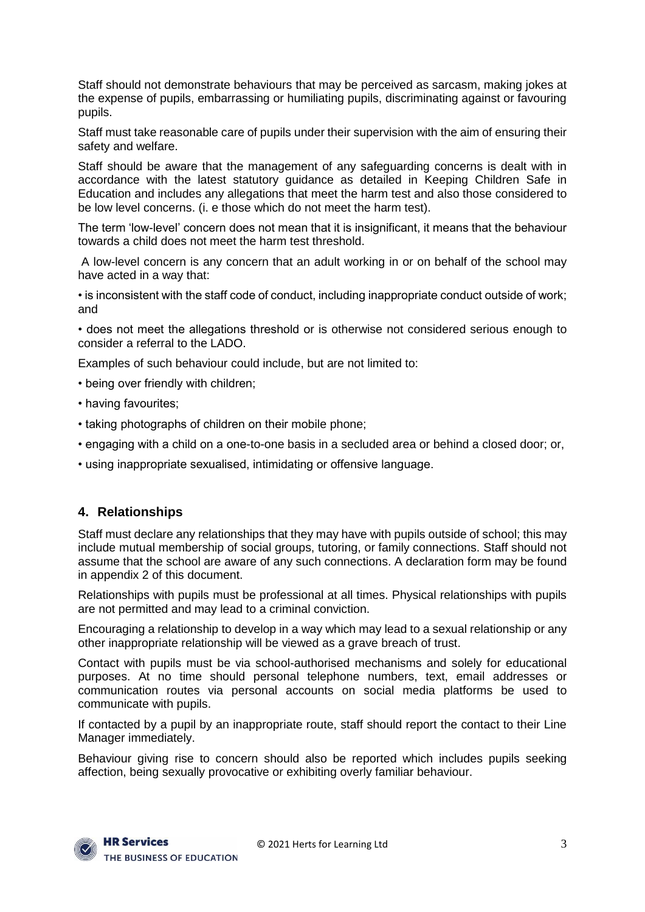Staff should not demonstrate behaviours that may be perceived as sarcasm, making jokes at the expense of pupils, embarrassing or humiliating pupils, discriminating against or favouring pupils.

Staff must take reasonable care of pupils under their supervision with the aim of ensuring their safety and welfare.

Staff should be aware that the management of any safeguarding concerns is dealt with in accordance with the latest statutory guidance as detailed in Keeping Children Safe in Education and includes any allegations that meet the harm test and also those considered to be low level concerns. (i. e those which do not meet the harm test).

The term 'low-level' concern does not mean that it is insignificant, it means that the behaviour towards a child does not meet the harm test threshold.

A low-level concern is any concern that an adult working in or on behalf of the school may have acted in a way that:

- is inconsistent with the staff code of conduct, including inappropriate conduct outside of work; and
- does not meet the allegations threshold or is otherwise not considered serious enough to consider a referral to the LADO.

Examples of such behaviour could include, but are not limited to:

- being over friendly with children;
- having favourites;
- taking photographs of children on their mobile phone;
- engaging with a child on a one-to-one basis in a secluded area or behind a closed door; or,
- using inappropriate sexualised, intimidating or offensive language.

## 4. Relationships

Staff must declare any relationships that they may have with pupils outside of school; this may include mutual membership of social groups, tutoring, or family connections. Staff should not assume that the school are aware of any such connections. A declaration form may be found in appendix 2 of this document.

Relationships with pupils must be professional at all times. Physical relationships with pupils are not permitted and may lead to a criminal conviction.

Encouraging a relationship to develop in a way which may lead to a sexual relationship or any other inappropriate relationship will be viewed as a grave breach of trust.

Contact with pupils must be via school-authorised mechanisms and solely for educational purposes. At no time should personal telephone numbers, text, email addresses or communication routes via personal accounts on social media platforms be used to communicate with pupils.

If contacted by a pupil by an inappropriate route, staff should report the contact to their Line Manager immediately.

Behaviour giving rise to concern should also be reported which includes pupils seeking affection, being sexually provocative or exhibiting overly familiar behaviour.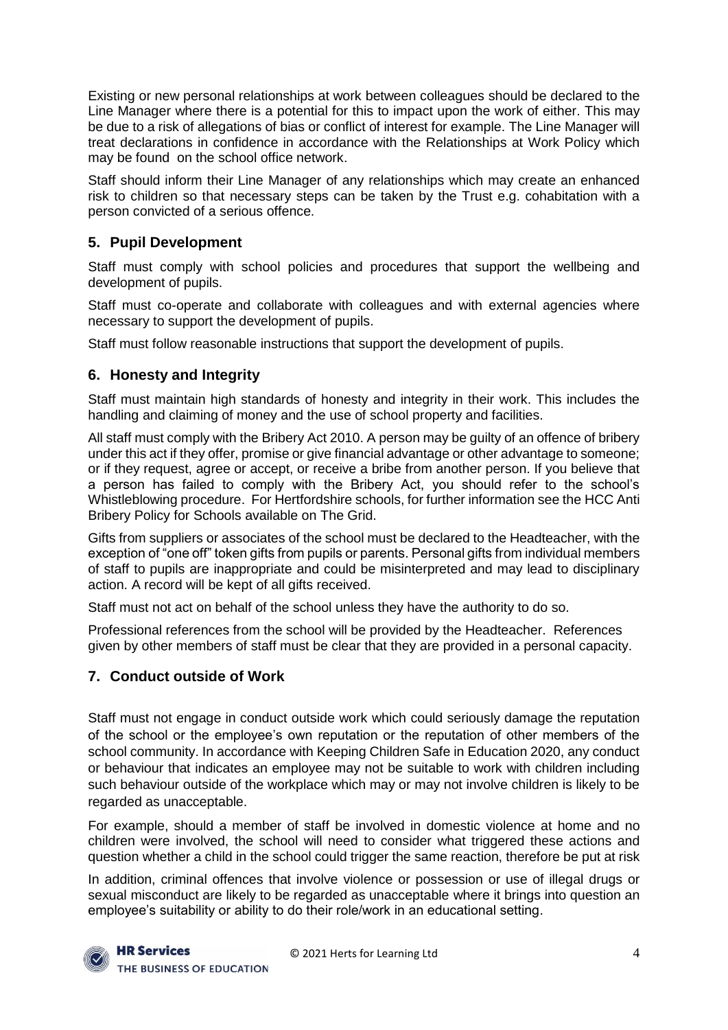Existing or new personal relationships at work between colleagues should be declared to the Line Manager where there is a potential for this to impact upon the work of either. This may be due to a risk of allegations of bias or conflict of interest for example. The Line Manager will treat declarations in confidence in accordance with the Relationships at Work Policy which may be found on the school office network.

Staff should inform their Line Manager of any relationships which may create an enhanced risk to children so that necessary steps can be taken by the Trust e.g. cohabitation with a person convicted of a serious offence.

## 5. Pupil Development

Staff must comply with school policies and procedures that support the wellbeing and development of pupils.

Staff must co-operate and collaborate with colleagues and with external agencies where necessary to support the development of pupils.

Staff must follow reasonable instructions that support the development of pupils.

## 6. Honesty and Integrity

Staff must maintain high standards of honesty and integrity in their work. This includes the handling and claiming of money and the use of school property and facilities.

All staff must comply with the Bribery Act 2010. A person may be guilty of an offence of bribery under this act if they offer, promise or give financial advantage or other advantage to someone; or if they request, agree or accept, or receive a bribe from another person. If you believe that a person has failed to comply with the Bribery Act, you should refer to the school's Whistleblowing procedure. For Hertfordshire schools, for further information see the HCC Anti Bribery Policy for Schools available on The Grid.

Gifts from suppliers or associates of the school must be declared to the Headteacher, with the exception of "one off" token gifts from pupils or parents. Personal gifts from individual members of staff to pupils are inappropriate and could be misinterpreted and may lead to disciplinary action. A record will be kept of all gifts received.

Staff must not act on behalf of the school unless they have the authority to do so.

Professional references from the school will be provided by the Headteacher. References given by other members of staff must be clear that they are provided in a personal capacity.

## 7. Conduct outside of Work

Staff must not engage in conduct outside work which could seriously damage the reputation of the school or the employee's own reputation or the reputation of other members of the school community. In accordance with Keeping Children Safe in Education 2020, any conduct or behaviour that indicates an employee may not be suitable to work with children including such behaviour outside of the workplace which may or may not involve children is likely to be regarded as unacceptable.

For example, should a member of staff be involved in domestic violence at home and no children were involved, the school will need to consider what triggered these actions and question whether a child in the school could trigger the same reaction, therefore be put at risk

In addition, criminal offences that involve violence or possession or use of illegal drugs or sexual misconduct are likely to be regarded as unacceptable where it brings into question an employee's suitability or ability to do their role/work in an educational setting.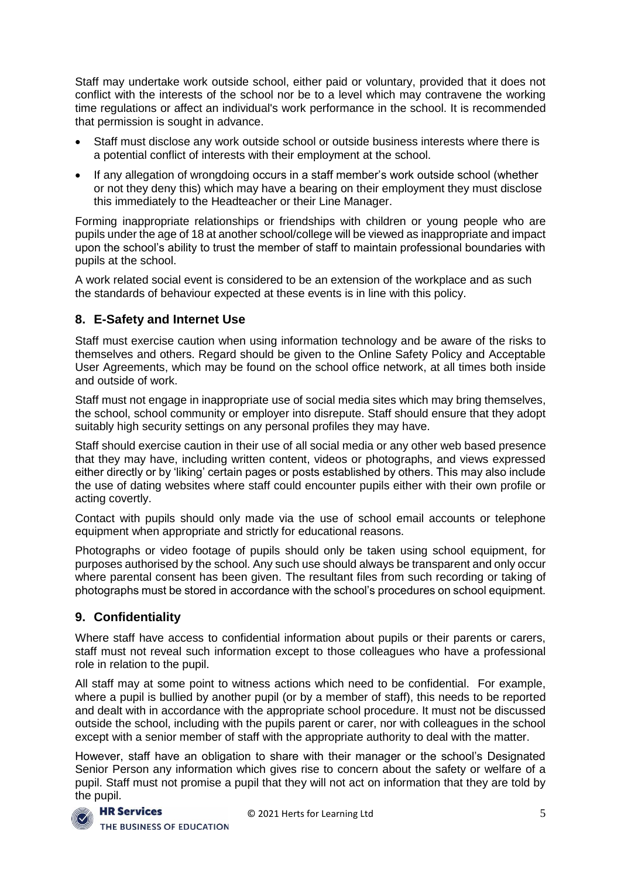Staff may undertake work outside school, either paid or voluntary, provided that it does not conflict with the interests of the school nor be to a level which may contravene the working time regulations or affect an individual's work performance in the school. It is recommended that permission is sought in advance.

- Staff must disclose any work outside school or outside business interests where there is a potential conflict of interests with their employment at the school.
- If any allegation of wrongdoing occurs in a staff member's work outside school (whether or not they deny this) which may have a bearing on their employment they must disclose this immediately to the Headteacher or their Line Manager.

Forming inappropriate relationships or friendships with children or young people who are pupils under the age of 18 at another school/college will be viewed as inappropriate and impact upon the school's ability to trust the member of staff to maintain professional boundaries with pupils at the school.

A work related social event is considered to be an extension of the workplace and as such the standards of behaviour expected at these events is in line with this policy.

## 8. E-Safety and Internet Use

Staff must exercise caution when using information technology and be aware of the risks to themselves and others. Regard should be given to the Online Safety Policy and Acceptable User Agreements, which may be found on the school office network, at all times both inside and outside of work.

Staff must not engage in inappropriate use of social media sites which may bring themselves, the school, school community or employer into disrepute. Staff should ensure that they adopt suitably high security settings on any personal profiles they may have.

Staff should exercise caution in their use of all social media or any other web based presence that they may have, including written content, videos or photographs, and views expressed either directly or by 'liking' certain pages or posts established by others. This may also include the use of dating websites where staff could encounter pupils either with their own profile or acting covertly.

Contact with pupils should only made via the use of school email accounts or telephone equipment when appropriate and strictly for educational reasons.

Photographs or video footage of pupils should only be taken using school equipment, for purposes authorised by the school. Any such use should always be transparent and only occur where parental consent has been given. The resultant files from such recording or taking of photographs must be stored in accordance with the school's procedures on school equipment.

## 9. Confidentiality

Where staff have access to confidential information about pupils or their parents or carers, staff must not reveal such information except to those colleagues who have a professional role in relation to the pupil.

All staff may at some point to witness actions which need to be confidential. For example, where a pupil is bullied by another pupil (or by a member of staff), this needs to be reported and dealt with in accordance with the appropriate school procedure. It must not be discussed outside the school, including with the pupils parent or carer, nor with colleagues in the school except with a senior member of staff with the appropriate authority to deal with the matter.

However, staff have an obligation to share with their manager or the school's Designated Senior Person any information which gives rise to concern about the safety or welfare of a pupil. Staff must not promise a pupil that they will not act on information that they are told by the pupil.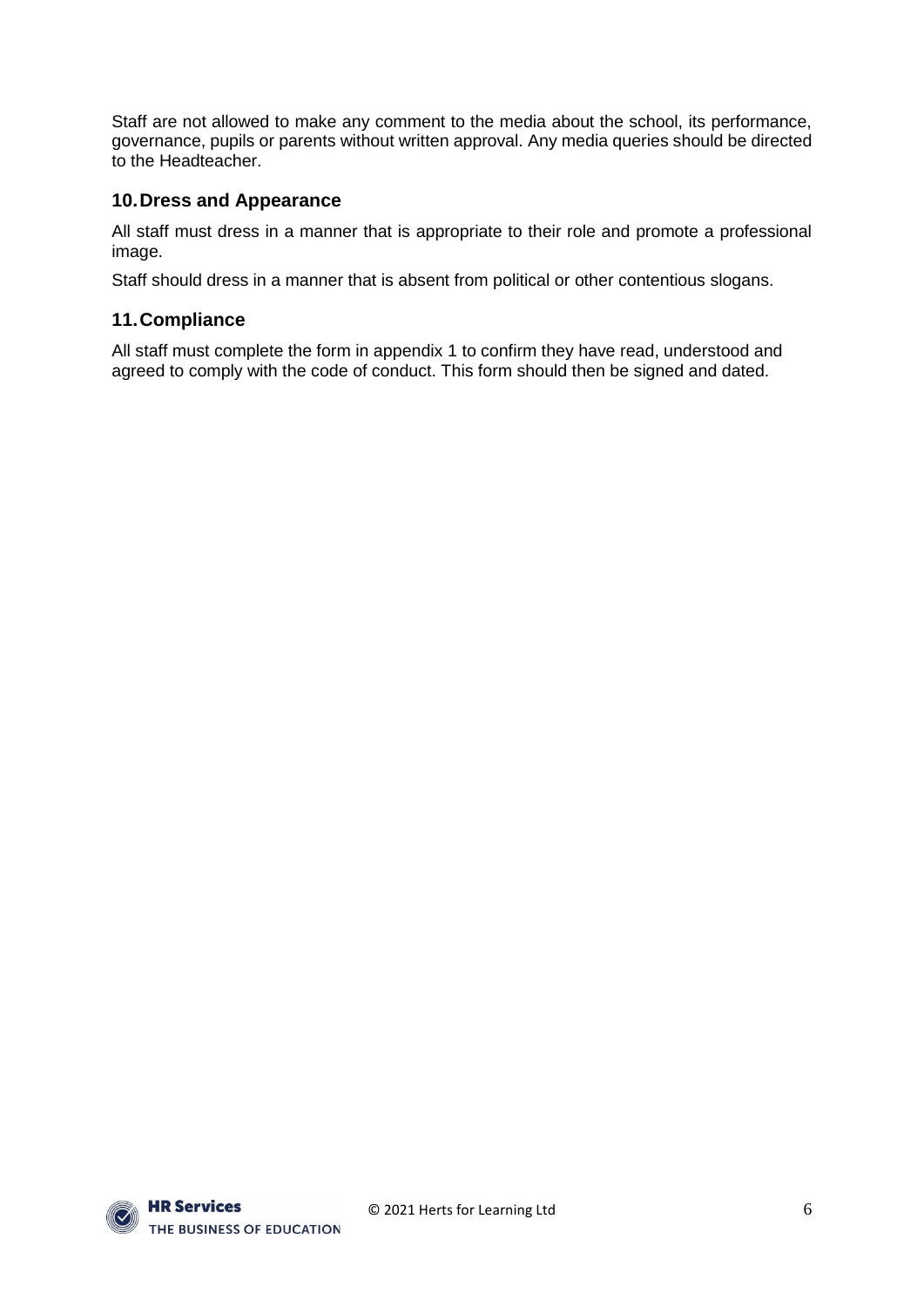Staff are not allowed to make any comment to the media about the school, its performance, governance, pupils or parents without written approval. Any media queries should be directed to the Headteacher.

## 10. Dress and Appearance

All staff must dress in a manner that is appropriate to their role and promote a professional image.

Staff should dress in a manner that is absent from political or other contentious slogans.

## 11. Compliance

All staff must complete the form in appendix 1 to confirm they have read, understood and agreed to comply with the code of conduct. This form should then be signed and dated.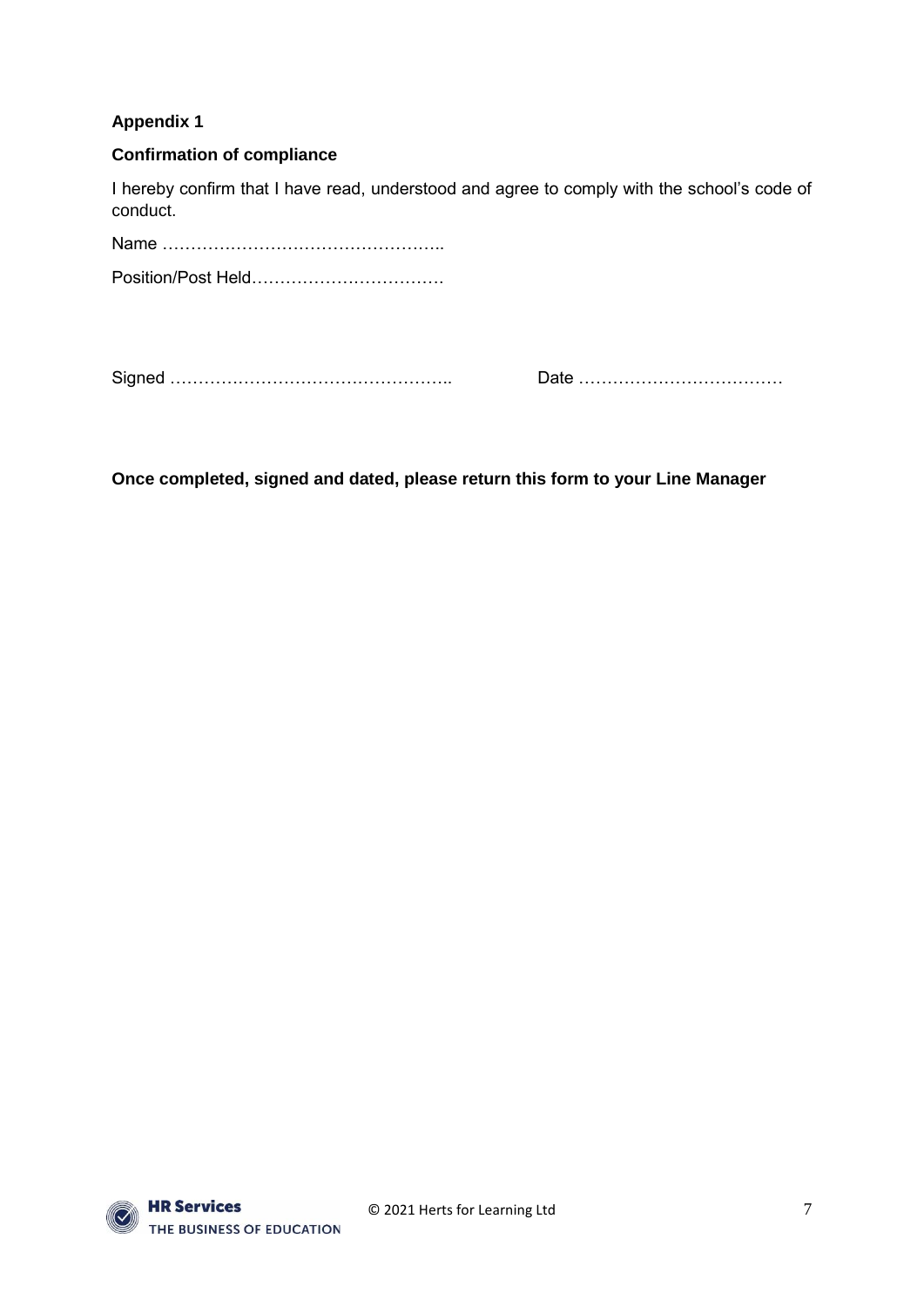**Appendix 1**

**Confirmation of compliance**

I hereby confirm that I have read, understood and agree to comply with the school's code of conduct.

Name …………………………………………..

Position/Post Held…………………………….

Signed …………………………………………..                Date ………………………………

**Once completed, signed and dated, please return this form to your Line Manager**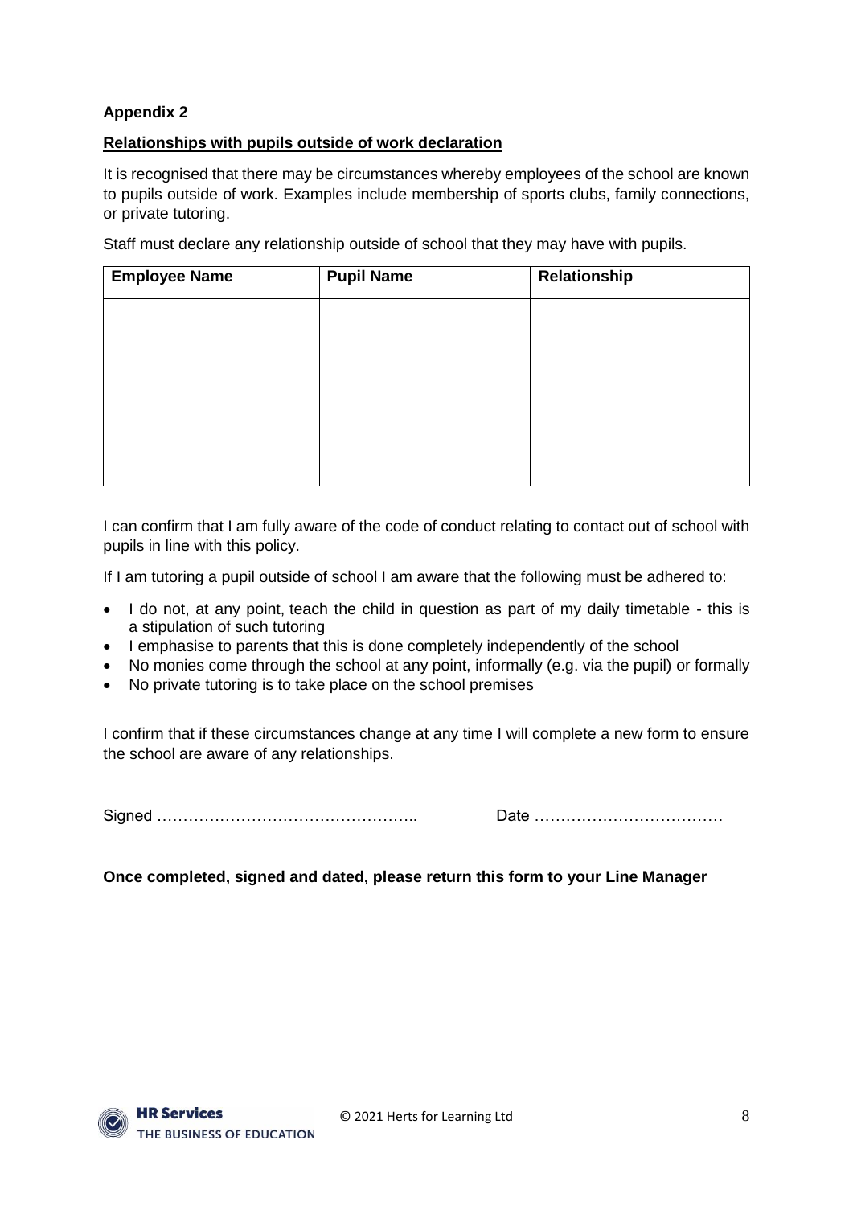**Appendix 2**

**Relationships with pupils outside of work declaration**

It is recognised that there may be circumstances whereby employees of the school are known to pupils outside of work. Examples include membership of sports clubs, family connections, or private tutoring.

Staff must declare any relationship outside of school that they may have with pupils.

| Employee Name | Pupil Name | Relationship |
|---|---|---|
| | | |
| | | |

I can confirm that I am fully aware of the code of conduct relating to contact out of school with pupils in line with this policy.

If I am tutoring a pupil outside of school I am aware that the following must be adhered to:

- I do not, at any point, teach the child in question as part of my daily timetable - this is a stipulation of such tutoring
- I emphasise to parents that this is done completely independently of the school
- No monies come through the school at any point, informally (e.g. via the pupil) or formally
- No private tutoring is to take place on the school premises

I confirm that if these circumstances change at any time I will complete a new form to ensure the school are aware of any relationships.

Signed ………………………………………….. Date ………………………………

**Once completed, signed and dated, please return this form to your Line Manager**